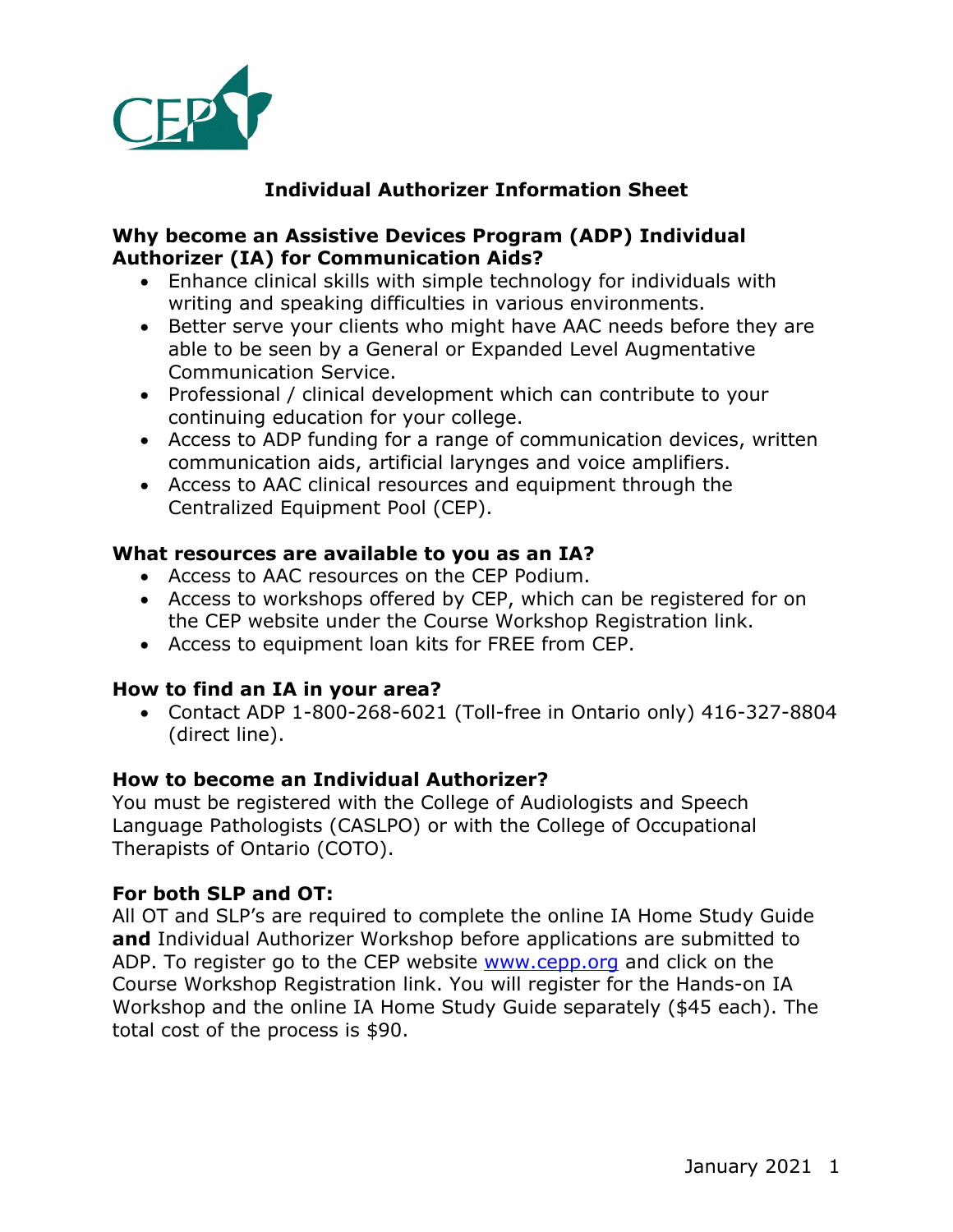# Individual Authorizer Information Sheet

## Why become an Assistive Devices Program (ADP) Individual Authorizer (IA) for Communication Aids?

- Enhance clinical skills with simple technology for individuals with writing and speaking difficulties in various environments.
- Better serve your clients who might have AAC needs before they are able to be seen by a General or Expanded Level Augmentative Communication Service.
- Professional / clinical development which can contribute to your continuing education for your college.
- Access to ADP funding for a range of communication devices, written communication aids, artificial larynges and voice amplifiers.
- Access to AAC clinical resources and equipment through the Centralized Equipment Pool (CEP).

## What resources are available to you as an IA?

- Access to AAC resources on the CEP Podium.
- Access to workshops offered by CEP, which can be registered for on the CEP website under the Course Workshop Registration link.
- Access to equipment loan kits for FREE from CEP.

## How to find an IA in your area?

- Contact ADP 1-800-268-6021 (Toll-free in Ontario only) 416-327-8804 (direct line).

## How to become an Individual Authorizer?

You must be registered with the College of Audiologists and Speech Language Pathologists (CASLPO) or with the College of Occupational Therapists of Ontario (COTO).

## For both SLP and OT:

All OT and SLP's are required to complete the online IA Home Study Guide **and** Individual Authorizer Workshop before applications are submitted to ADP. To register go to the CEP website [www.cepp.org](http://www.cepp.org) and click on the Course Workshop Registration link. You will register for the Hands-on IA Workshop and the online IA Home Study Guide separately ($45 each). The total cost of the process is $90.

January 2021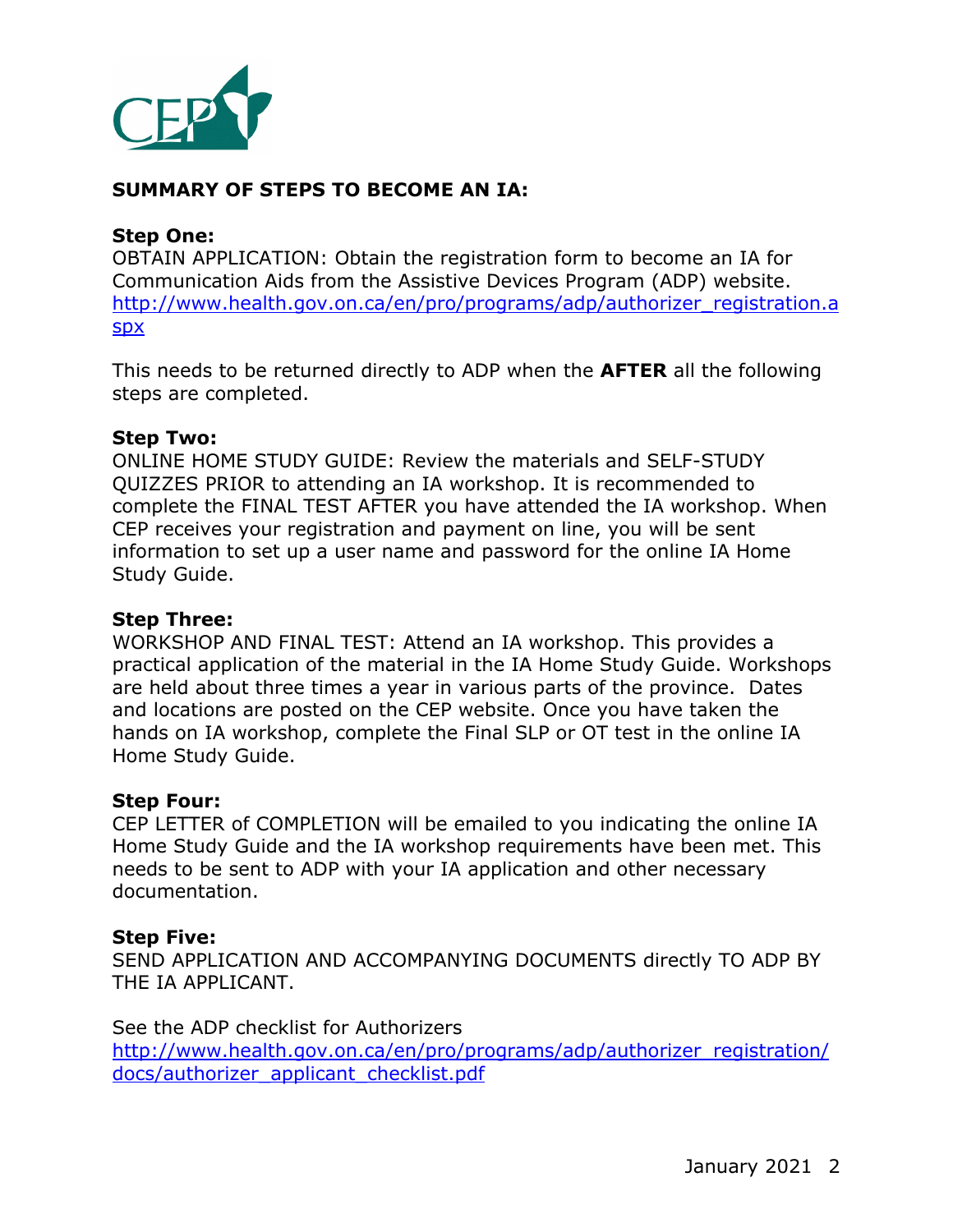## SUMMARY OF STEPS TO BECOME AN IA:

**Step One:**
OBTAIN APPLICATION: Obtain the registration form to become an IA for Communication Aids from the Assistive Devices Program (ADP) website.
[http://www.health.gov.on.ca/en/pro/programs/adp/authorizer_registration.aspx](http://www.health.gov.on.ca/en/pro/programs/adp/authorizer_registration.aspx)

This needs to be returned directly to ADP when the **AFTER** all the following steps are completed.

**Step Two:**
ONLINE HOME STUDY GUIDE: Review the materials and SELF-STUDY QUIZZES PRIOR to attending an IA workshop. It is recommended to complete the FINAL TEST AFTER you have attended the IA workshop. When CEP receives your registration and payment on line, you will be sent information to set up a user name and password for the online IA Home Study Guide.

**Step Three:**
WORKSHOP AND FINAL TEST: Attend an IA workshop. This provides a practical application of the material in the IA Home Study Guide. Workshops are held about three times a year in various parts of the province. Dates and locations are posted on the CEP website. Once you have taken the hands on IA workshop, complete the Final SLP or OT test in the online IA Home Study Guide.

**Step Four:**
CEP LETTER of COMPLETION will be emailed to you indicating the online IA Home Study Guide and the IA workshop requirements have been met. This needs to be sent to ADP with your IA application and other necessary documentation.

**Step Five:**
SEND APPLICATION AND ACCOMPANYING DOCUMENTS directly TO ADP BY THE IA APPLICANT.

See the ADP checklist for Authorizers
[http://www.health.gov.on.ca/en/pro/programs/adp/authorizer_registration/docs/authorizer_applicant_checklist.pdf](http://www.health.gov.on.ca/en/pro/programs/adp/authorizer_registration/docs/authorizer_applicant_checklist.pdf)

January 2021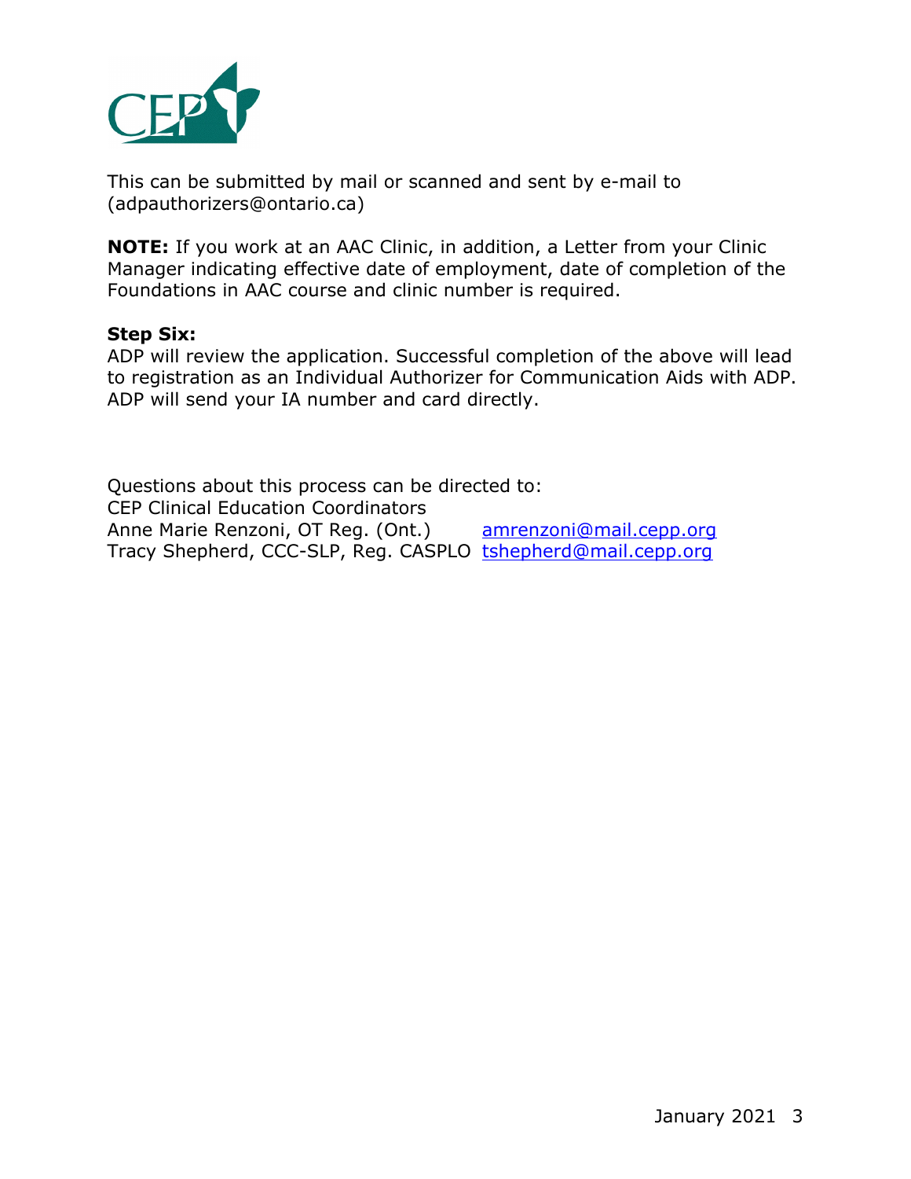This can be submitted by mail or scanned and sent by e-mail to (adpauthorizers@ontario.ca)

**NOTE:** If you work at an AAC Clinic, in addition, a Letter from your Clinic Manager indicating effective date of employment, date of completion of the Foundations in AAC course and clinic number is required.

**Step Six:**
ADP will review the application. Successful completion of the above will lead to registration as an Individual Authorizer for Communication Aids with ADP. ADP will send your IA number and card directly.

Questions about this process can be directed to:
CEP Clinical Education Coordinators
Anne Marie Renzoni, OT Reg. (Ont.) amrenzoni@mail.cepp.org
Tracy Shepherd, CCC-SLP, Reg. CASPLO tshepherd@mail.cepp.org

January 2021